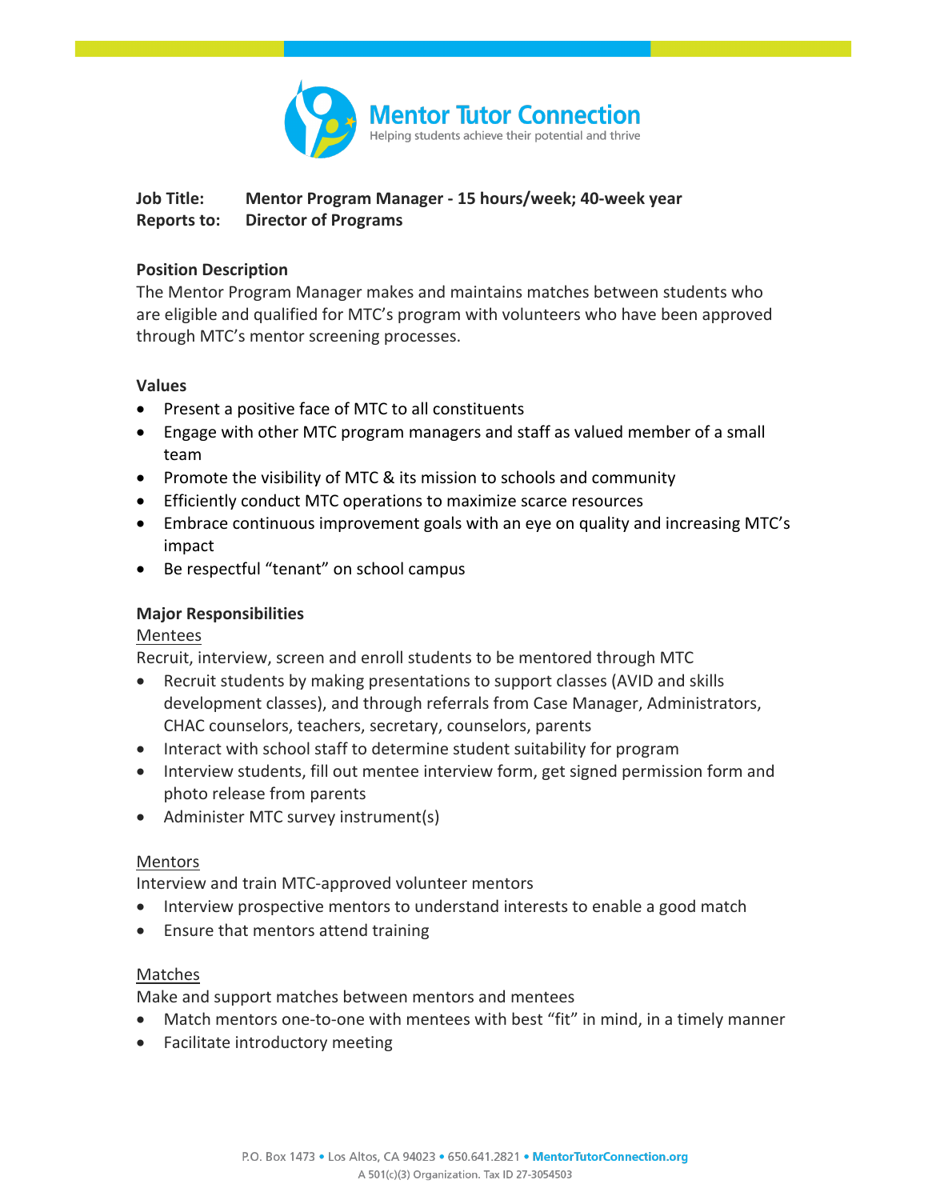# Mentor Tutor Connection

Helping students achieve their potential and thrive

**Job Title:** **Mentor Program Manager - 15 hours/week; 40-week year**
**Reports to:** **Director of Programs**

**Position Description**

The Mentor Program Manager makes and maintains matches between students who are eligible and qualified for MTC's program with volunteers who have been approved through MTC's mentor screening processes.

**Values**

- Present a positive face of MTC to all constituents
- Engage with other MTC program managers and staff as valued member of a small team
- Promote the visibility of MTC & its mission to schools and community
- Efficiently conduct MTC operations to maximize scarce resources
- Embrace continuous improvement goals with an eye on quality and increasing MTC's impact
- Be respectful "tenant" on school campus

**Major Responsibilities**

Mentees

Recruit, interview, screen and enroll students to be mentored through MTC

- Recruit students by making presentations to support classes (AVID and skills development classes), and through referrals from Case Manager, Administrators, CHAC counselors, teachers, secretary, counselors, parents
- Interact with school staff to determine student suitability for program
- Interview students, fill out mentee interview form, get signed permission form and photo release from parents
- Administer MTC survey instrument(s)

Mentors

Interview and train MTC-approved volunteer mentors

- Interview prospective mentors to understand interests to enable a good match
- Ensure that mentors attend training

Matches

Make and support matches between mentors and mentees

- Match mentors one-to-one with mentees with best "fit" in mind, in a timely manner
- Facilitate introductory meeting

P.O. Box 1473 • Los Altos, CA 94023 • 650.641.2821 • MentorTutorConnection.org
A 501(c)(3) Organization. Tax ID 27-3054503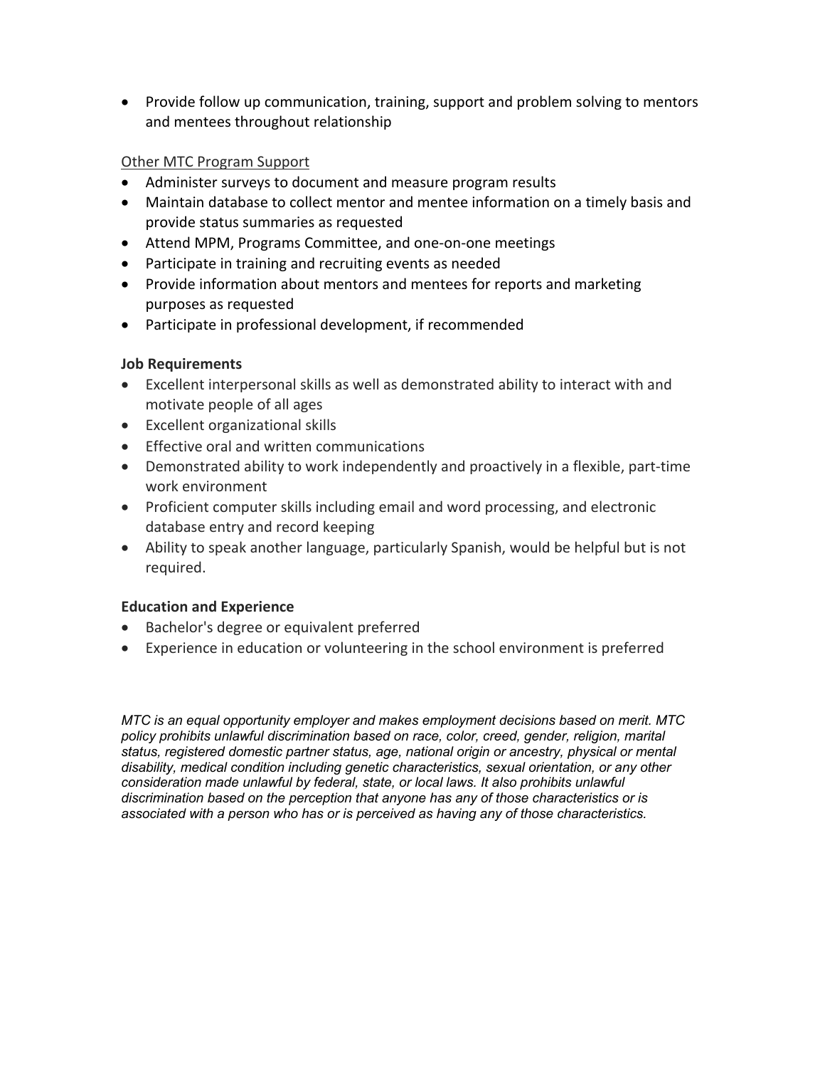- Provide follow up communication, training, support and problem solving to mentors and mentees throughout relationship

<u>Other MTC Program Support</u>

- Administer surveys to document and measure program results
- Maintain database to collect mentor and mentee information on a timely basis and provide status summaries as requested
- Attend MPM, Programs Committee, and one-on-one meetings
- Participate in training and recruiting events as needed
- Provide information about mentors and mentees for reports and marketing purposes as requested
- Participate in professional development, if recommended

**Job Requirements**

- Excellent interpersonal skills as well as demonstrated ability to interact with and motivate people of all ages
- Excellent organizational skills
- Effective oral and written communications
- Demonstrated ability to work independently and proactively in a flexible, part-time work environment
- Proficient computer skills including email and word processing, and electronic database entry and record keeping
- Ability to speak another language, particularly Spanish, would be helpful but is not required.

**Education and Experience**

- Bachelor's degree or equivalent preferred
- Experience in education or volunteering in the school environment is preferred

*MTC is an equal opportunity employer and makes employment decisions based on merit. MTC policy prohibits unlawful discrimination based on race, color, creed, gender, religion, marital status, registered domestic partner status, age, national origin or ancestry, physical or mental disability, medical condition including genetic characteristics, sexual orientation, or any other consideration made unlawful by federal, state, or local laws. It also prohibits unlawful discrimination based on the perception that anyone has any of those characteristics or is associated with a person who has or is perceived as having any of those characteristics.*